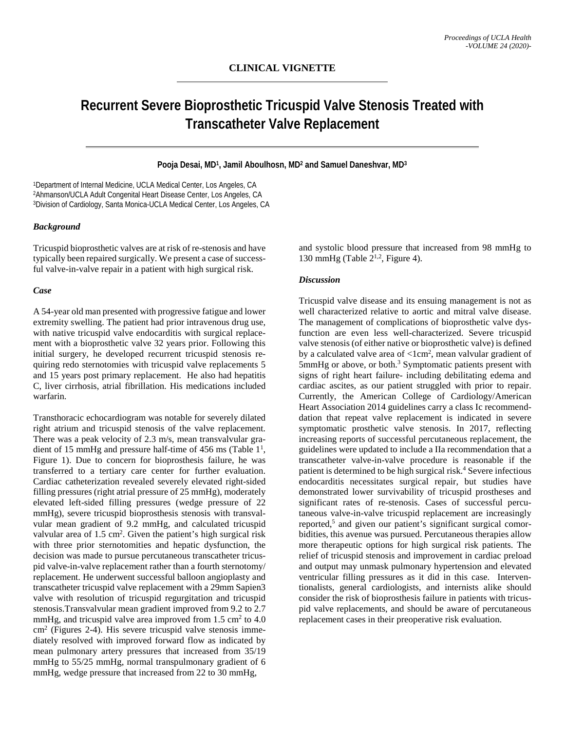**CLINICAL VIGNETTE**

# Recurrent Severe Bioprosthetic Tricuspid Valve Stenosis Treated with Transcatheter Valve Replacement

**Pooja Desai, MD[1], Jamil Aboulhosn, MD[2] and Samuel Daneshvar, MD[3]**

[1]Department of Internal Medicine, UCLA Medical Center, Los Angeles, CA
[2]Ahmanson/UCLA Adult Congenital Heart Disease Center, Los Angeles, CA
[3]Division of Cardiology, Santa Monica-UCLA Medical Center, Los Angeles, CA

### *Background*

Tricuspid bioprosthetic valves are at risk of re-stenosis and have typically been repaired surgically. We present a case of successful valve-in-valve repair in a patient with high surgical risk.

### *Case*

A 54-year old man presented with progressive fatigue and lower extremity swelling. The patient had prior intravenous drug use, with native tricuspid valve endocarditis with surgical replacement with a bioprosthetic valve 32 years prior. Following this initial surgery, he developed recurrent tricuspid stenosis requiring redo sternotomies with tricuspid valve replacements 5 and 15 years post primary replacement. He also had hepatitis C, liver cirrhosis, atrial fibrillation. His medications included warfarin.

Transthoracic echocardiogram was notable for severely dilated right atrium and tricuspid stenosis of the valve replacement. There was a peak velocity of 2.3 m/s, mean transvalvular gradient of 15 mmHg and pressure half-time of 456 ms (Table 1[1], Figure 1). Due to concern for bioprosthesis failure, he was transferred to a tertiary care center for further evaluation. Cardiac catheterization revealed severely elevated right-sided filling pressures (right atrial pressure of 25 mmHg), moderately elevated left-sided filling pressures (wedge pressure of 22 mmHg), severe tricuspid bioprosthesis stenosis with transvalvular mean gradient of 9.2 mmHg, and calculated tricuspid valvular area of 1.5 $cm^2$. Given the patient's high surgical risk with three prior sternotomities and hepatic dysfunction, the decision was made to pursue percutaneous transcatheter tricuspid valve-in-valve replacement rather than a fourth sternotomy/ replacement. He underwent successful balloon angioplasty and transcatheter tricuspid valve replacement with a 29mm Sapien3 valve with resolution of tricuspid regurgitation and tricuspid stenosis.Transvalvular mean gradient improved from 9.2 to 2.7 mmHg, and tricuspid valve area improved from 1.5 $cm^2$ to 4.0 $cm^2$ (Figures 2-4). His severe tricuspid valve stenosis immediately resolved with improved forward flow as indicated by mean pulmonary artery pressures that increased from 35/19 mmHg to 55/25 mmHg, normal transpulmonary gradient of 6 mmHg, wedge pressure that increased from 22 to 30 mmHg, and systolic blood pressure that increased from 98 mmHg to 130 mmHg (Table 2[1,2], Figure 4).

### *Discussion*

Tricuspid valve disease and its ensuing management is not as well characterized relative to aortic and mitral valve disease. The management of complications of bioprosthetic valve dysfunction are even less well-characterized. Severe tricuspid valve stenosis (of either native or bioprosthetic valve) is defined by a calculated valve area of <1$cm^2$, mean valvular gradient of 5mmHg or above, or both.[3] Symptomatic patients present with signs of right heart failure- including debilitating edema and cardiac ascites, as our patient struggled with prior to repair. Currently, the American College of Cardiology/American Heart Association 2014 guidelines carry a class Ic recommenddation that repeat valve replacement is indicated in severe symptomatic prosthetic valve stenosis. In 2017, reflecting increasing reports of successful percutaneous replacement, the guidelines were updated to include a IIa recommendation that a transcatheter valve-in-valve procedure is reasonable if the patient is determined to be high surgical risk.[4] Severe infectious endocarditis necessitates surgical repair, but studies have demonstrated lower survivability of tricuspid prostheses and significant rates of re-stenosis. Cases of successful percutaneous valve-in-valve tricuspid replacement are increasingly reported,[5] and given our patient's significant surgical comorbidities, this avenue was pursued. Percutaneous therapies allow more therapeutic options for high surgical risk patients. The relief of tricuspid stenosis and improvement in cardiac preload and output may unmask pulmonary hypertension and elevated ventricular filling pressures as it did in this case. Interventionalists, general cardiologists, and internists alike should consider the risk of bioprosthesis failure in patients with tricuspid valve replacements, and should be aware of percutaneous replacement cases in their preoperative risk evaluation.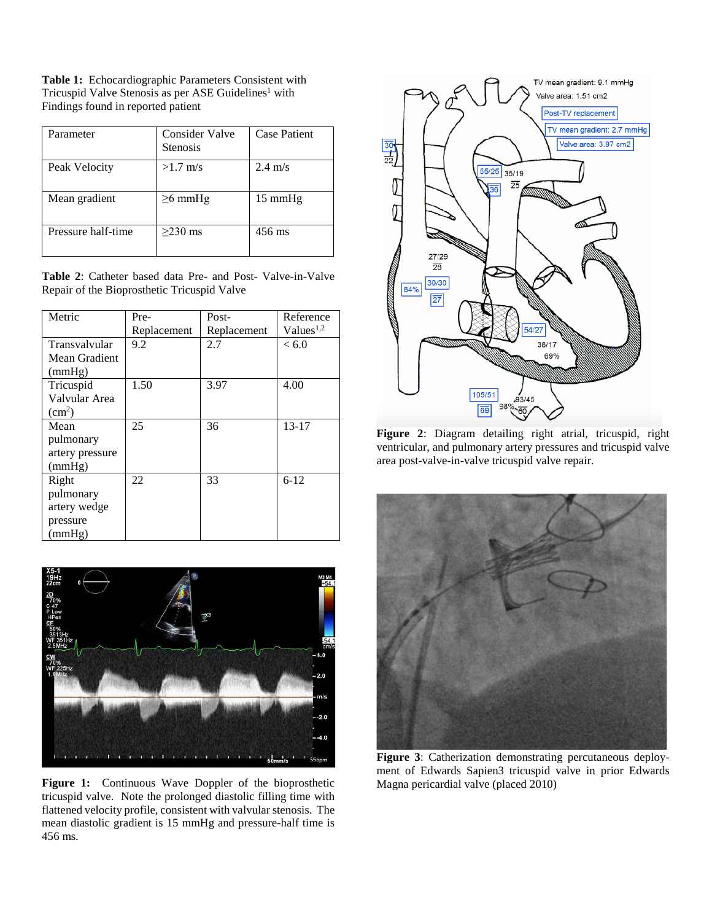**Table 1:** Echocardiographic Parameters Consistent with Tricuspid Valve Stenosis as per ASE Guidelines[1] with Findings found in reported patient

| Parameter | Consider Valve Stenosis | Case Patient |
|---|---|---|
| Peak Velocity | >1.7 m/s | 2.4 m/s |
| Mean gradient | ≥6 mmHg | 15 mmHg |
| Pressure half-time | ≥230 ms | 456 ms |

**Table 2**: Catheter based data Pre- and Post- Valve-in-Valve Repair of the Bioprosthetic Tricuspid Valve

| Metric | Pre-Replacement | Post-Replacement | Reference Values[1,2] |
|---|---|---|---|
| Transvalvular Mean Gradient (mmHg) | 9.2 | 2.7 | < 6.0 |
| Tricuspid Valvular Area ($cm^2$) | 1.50 | 3.97 | 4.00 |
| Mean pulmonary artery pressure (mmHg) | 25 | 36 | 13-17 |
| Right pulmonary artery wedge pressure (mmHg) | 22 | 33 | 6-12 |

**Figure 1:** Continuous Wave Doppler of the bioprosthetic tricuspid valve. Note the prolonged diastolic filling time with flattened velocity profile, consistent with valvular stenosis. The mean diastolic gradient is 15 mmHg and pressure-half time is 456 ms.

**Figure 2**: Diagram detailing right atrial, tricuspid, right ventricular, and pulmonary artery pressures and tricuspid valve area post-valve-in-valve tricuspid valve repair.

**Figure 3**: Catherization demonstrating percutaneous deployment of Edwards Sapien3 tricuspid valve in prior Edwards Magna pericardial valve (placed 2010)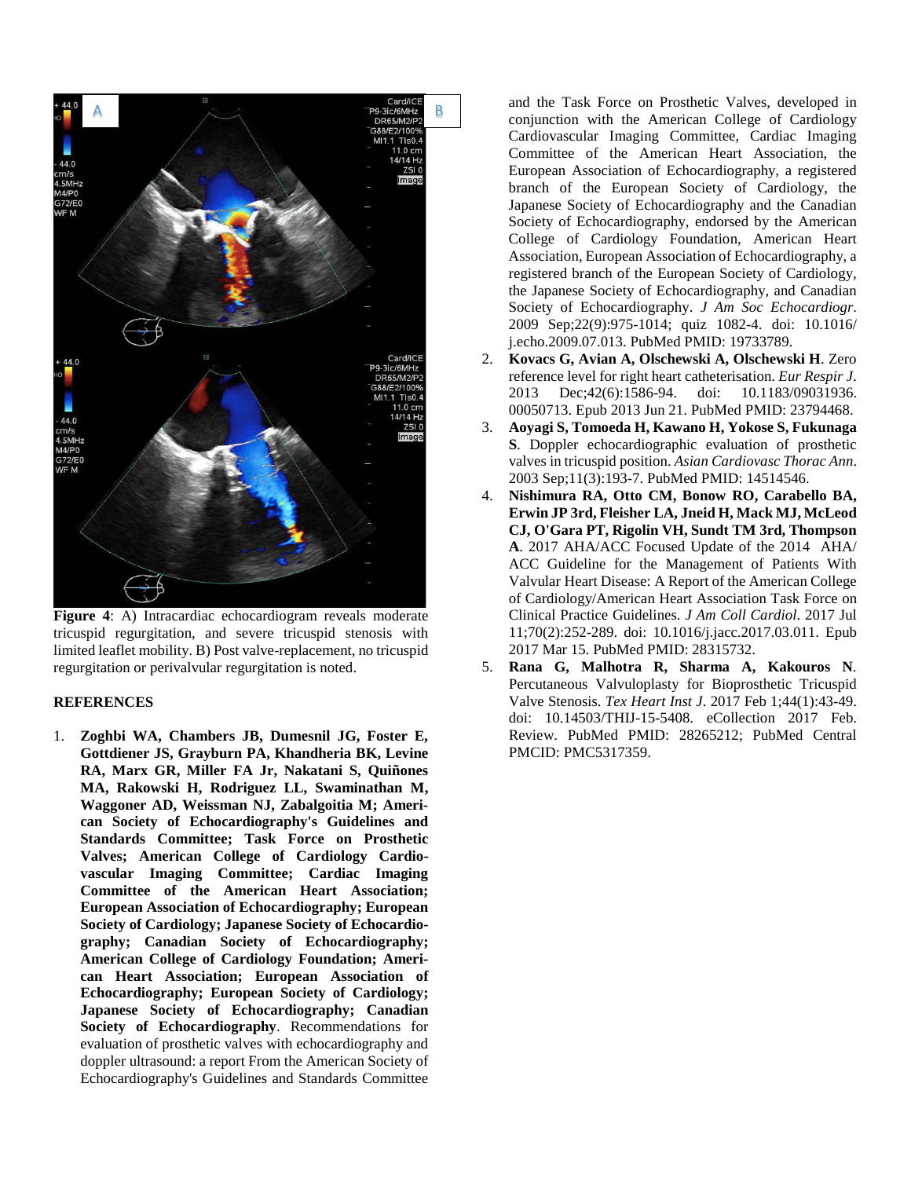**Figure 4**: A) Intracardiac echocardiogram reveals moderate tricuspid regurgitation, and severe tricuspid stenosis with limited leaflet mobility. B) Post valve-replacement, no tricuspid regurgitation or perivalvular regurgitation is noted.

## REFERENCES

1. **Zoghbi WA, Chambers JB, Dumesnil JG, Foster E, Gottdiener JS, Grayburn PA, Khandheria BK, Levine RA, Marx GR, Miller FA Jr, Nakatani S, Quiñones MA, Rakowski H, Rodriguez LL, Swaminathan M, Waggoner AD, Weissman NJ, Zabalgoitia M; American Society of Echocardiography's Guidelines and Standards Committee; Task Force on Prosthetic Valves; American College of Cardiology Cardiovascular Imaging Committee; Cardiac Imaging Committee of the American Heart Association; European Association of Echocardiography; European Society of Cardiology; Japanese Society of Echocardiography; Canadian Society of Echocardiography; American College of Cardiology Foundation; American Heart Association; European Association of Echocardiography; European Society of Cardiology; Japanese Society of Echocardiography; Canadian Society of Echocardiography**. Recommendations for evaluation of prosthetic valves with echocardiography and doppler ultrasound: a report From the American Society of Echocardiography's Guidelines and Standards Committee and the Task Force on Prosthetic Valves, developed in conjunction with the American College of Cardiology Cardiovascular Imaging Committee, Cardiac Imaging Committee of the American Heart Association, the European Association of Echocardiography, a registered branch of the European Society of Cardiology, the Japanese Society of Echocardiography and the Canadian Society of Echocardiography, endorsed by the American College of Cardiology Foundation, American Heart Association, European Association of Echocardiography, a registered branch of the European Society of Cardiology, the Japanese Society of Echocardiography, and Canadian Society of Echocardiography. *J Am Soc Echocardiogr*. 2009 Sep;22(9):975-1014; quiz 1082-4. doi: 10.1016/j.echo.2009.07.013. PubMed PMID: 19733789.
2. **Kovacs G, Avian A, Olschewski A, Olschewski H**. Zero reference level for right heart catheterisation. *Eur Respir J*. 2013 Dec;42(6):1586-94. doi: 10.1183/09031936.00050713. Epub 2013 Jun 21. PubMed PMID: 23794468.
3. **Aoyagi S, Tomoeda H, Kawano H, Yokose S, Fukunaga S**. Doppler echocardiographic evaluation of prosthetic valves in tricuspid position. *Asian Cardiovasc Thorac Ann*. 2003 Sep;11(3):193-7. PubMed PMID: 14514546.
4. **Nishimura RA, Otto CM, Bonow RO, Carabello BA, Erwin JP 3rd, Fleisher LA, Jneid H, Mack MJ, McLeod CJ, O'Gara PT, Rigolin VH, Sundt TM 3rd, Thompson A**. 2017 AHA/ACC Focused Update of the 2014 AHA/ACC Guideline for the Management of Patients With Valvular Heart Disease: A Report of the American College of Cardiology/American Heart Association Task Force on Clinical Practice Guidelines. *J Am Coll Cardiol*. 2017 Jul 11;70(2):252-289. doi: 10.1016/j.jacc.2017.03.011. Epub 2017 Mar 15. PubMed PMID: 28315732.
5. **Rana G, Malhotra R, Sharma A, Kakouros N**. Percutaneous Valvuloplasty for Bioprosthetic Tricuspid Valve Stenosis. *Tex Heart Inst J*. 2017 Feb 1;44(1):43-49. doi: 10.14503/THIJ-15-5408. eCollection 2017 Feb. Review. PubMed PMID: 28265212; PubMed Central PMCID: PMC5317359.